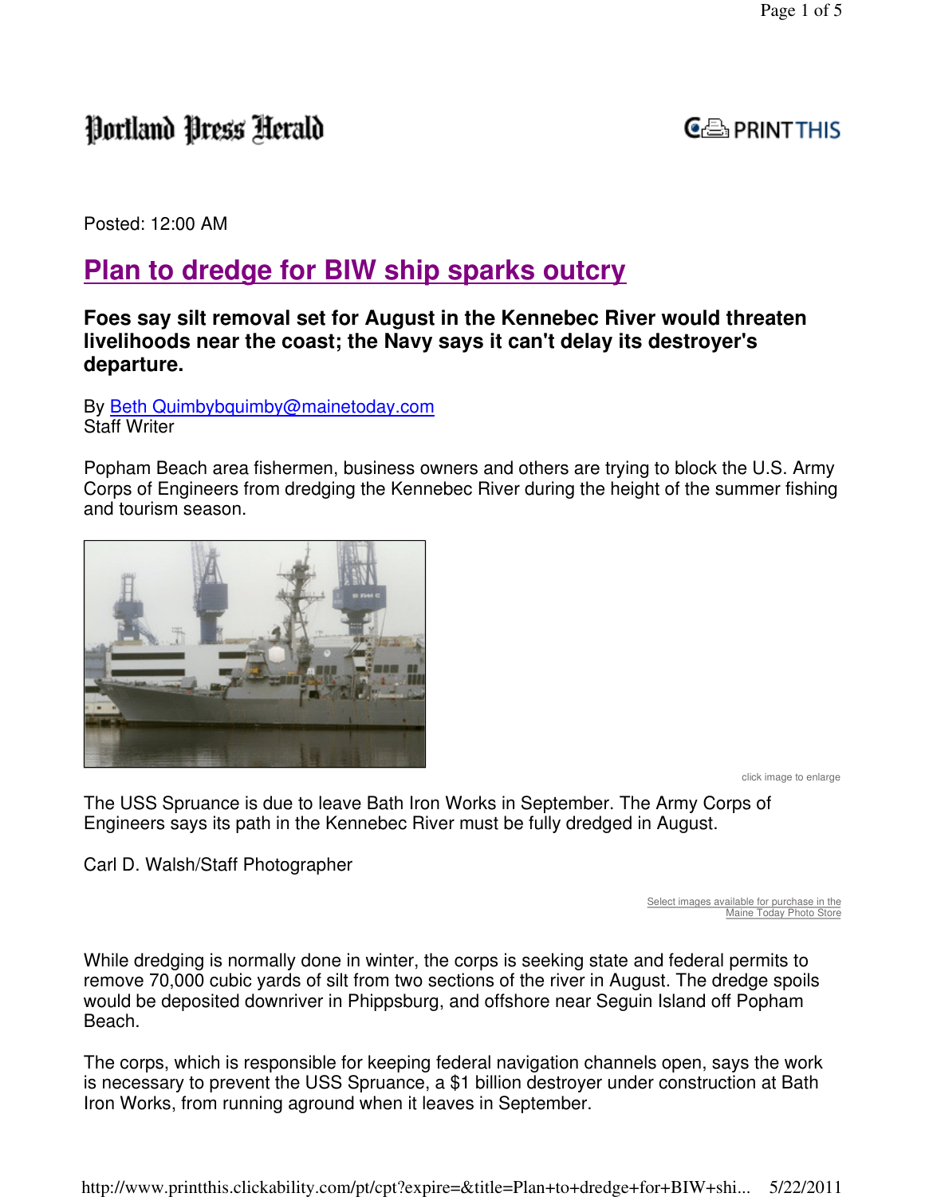Portland Press Herald

Posted: 12:00 AM

# Plan to dredge for BIW ship sparks outcry

**Foes say silt removal set for August in the Kennebec River would threaten livelihoods near the coast; the Navy says it can't delay its destroyer's departure.**

By Beth Quimbybquimby@mainetoday.com
Staff Writer

Popham Beach area fishermen, business owners and others are trying to block the U.S. Army Corps of Engineers from dredging the Kennebec River during the height of the summer fishing and tourism season.

click image to enlarge

The USS Spruance is due to leave Bath Iron Works in September. The Army Corps of Engineers says its path in the Kennebec River must be fully dredged in August.

Carl D. Walsh/Staff Photographer

Select images available for purchase in the Maine Today Photo Store

While dredging is normally done in winter, the corps is seeking state and federal permits to remove 70,000 cubic yards of silt from two sections of the river in August. The dredge spoils would be deposited downriver in Phippsburg, and offshore near Seguin Island off Popham Beach.

The corps, which is responsible for keeping federal navigation channels open, says the work is necessary to prevent the USS Spruance, a $1 billion destroyer under construction at Bath Iron Works, from running aground when it leaves in September.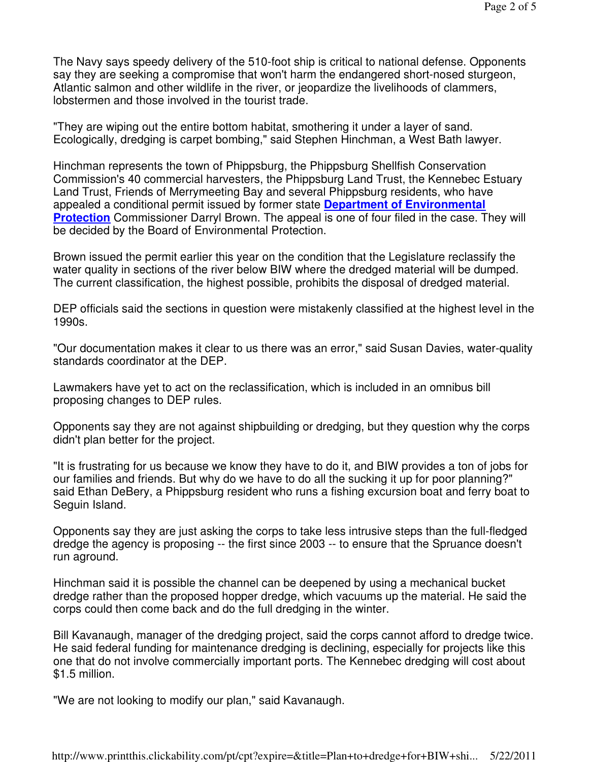The Navy says speedy delivery of the 510-foot ship is critical to national defense. Opponents say they are seeking a compromise that won't harm the endangered short-nosed sturgeon, Atlantic salmon and other wildlife in the river, or jeopardize the livelihoods of clammers, lobstermen and those involved in the tourist trade.

"They are wiping out the entire bottom habitat, smothering it under a layer of sand. Ecologically, dredging is carpet bombing," said Stephen Hinchman, a West Bath lawyer.

Hinchman represents the town of Phippsburg, the Phippsburg Shellfish Conservation Commission's 40 commercial harvesters, the Phippsburg Land Trust, the Kennebec Estuary Land Trust, Friends of Merrymeeting Bay and several Phippsburg residents, who have appealed a conditional permit issued by former state **Department of Environmental Protection** Commissioner Darryl Brown. The appeal is one of four filed in the case. They will be decided by the Board of Environmental Protection.

Brown issued the permit earlier this year on the condition that the Legislature reclassify the water quality in sections of the river below BIW where the dredged material will be dumped. The current classification, the highest possible, prohibits the disposal of dredged material.

DEP officials said the sections in question were mistakenly classified at the highest level in the 1990s.

"Our documentation makes it clear to us there was an error," said Susan Davies, water-quality standards coordinator at the DEP.

Lawmakers have yet to act on the reclassification, which is included in an omnibus bill proposing changes to DEP rules.

Opponents say they are not against shipbuilding or dredging, but they question why the corps didn't plan better for the project.

"It is frustrating for us because we know they have to do it, and BIW provides a ton of jobs for our families and friends. But why do we have to do all the sucking it up for poor planning?" said Ethan DeBery, a Phippsburg resident who runs a fishing excursion boat and ferry boat to Seguin Island.

Opponents say they are just asking the corps to take less intrusive steps than the full-fledged dredge the agency is proposing -- the first since 2003 -- to ensure that the Spruance doesn't run aground.

Hinchman said it is possible the channel can be deepened by using a mechanical bucket dredge rather than the proposed hopper dredge, which vacuums up the material. He said the corps could then come back and do the full dredging in the winter.

Bill Kavanaugh, manager of the dredging project, said the corps cannot afford to dredge twice. He said federal funding for maintenance dredging is declining, especially for projects like this one that do not involve commercially important ports. The Kennebec dredging will cost about $1.5 million.

"We are not looking to modify our plan," said Kavanaugh.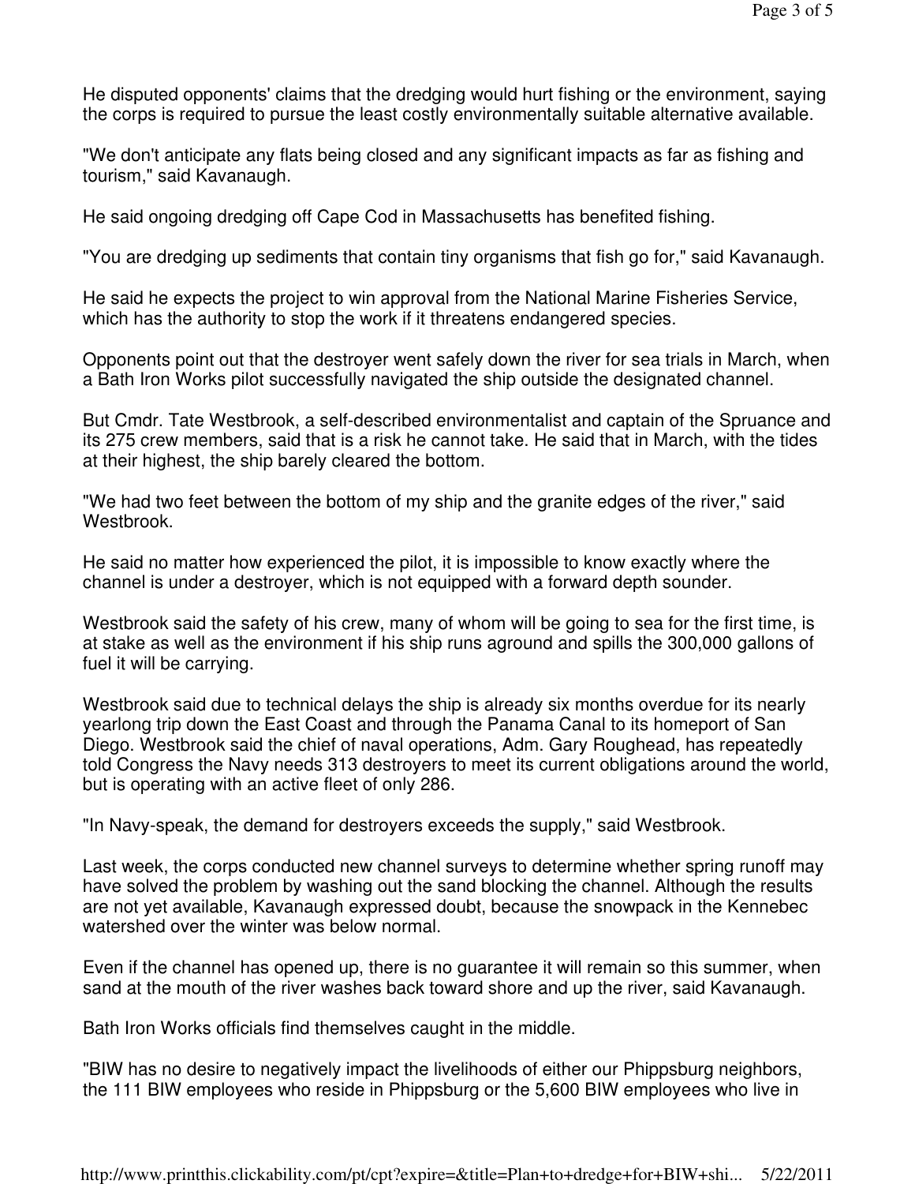He disputed opponents' claims that the dredging would hurt fishing or the environment, saying the corps is required to pursue the least costly environmentally suitable alternative available.

"We don't anticipate any flats being closed and any significant impacts as far as fishing and tourism," said Kavanaugh.

He said ongoing dredging off Cape Cod in Massachusetts has benefited fishing.

"You are dredging up sediments that contain tiny organisms that fish go for," said Kavanaugh.

He said he expects the project to win approval from the National Marine Fisheries Service, which has the authority to stop the work if it threatens endangered species.

Opponents point out that the destroyer went safely down the river for sea trials in March, when a Bath Iron Works pilot successfully navigated the ship outside the designated channel.

But Cmdr. Tate Westbrook, a self-described environmentalist and captain of the Spruance and its 275 crew members, said that is a risk he cannot take. He said that in March, with the tides at their highest, the ship barely cleared the bottom.

"We had two feet between the bottom of my ship and the granite edges of the river," said Westbrook.

He said no matter how experienced the pilot, it is impossible to know exactly where the channel is under a destroyer, which is not equipped with a forward depth sounder.

Westbrook said the safety of his crew, many of whom will be going to sea for the first time, is at stake as well as the environment if his ship runs aground and spills the 300,000 gallons of fuel it will be carrying.

Westbrook said due to technical delays the ship is already six months overdue for its nearly yearlong trip down the East Coast and through the Panama Canal to its homeport of San Diego. Westbrook said the chief of naval operations, Adm. Gary Roughead, has repeatedly told Congress the Navy needs 313 destroyers to meet its current obligations around the world, but is operating with an active fleet of only 286.

"In Navy-speak, the demand for destroyers exceeds the supply," said Westbrook.

Last week, the corps conducted new channel surveys to determine whether spring runoff may have solved the problem by washing out the sand blocking the channel. Although the results are not yet available, Kavanaugh expressed doubt, because the snowpack in the Kennebec watershed over the winter was below normal.

Even if the channel has opened up, there is no guarantee it will remain so this summer, when sand at the mouth of the river washes back toward shore and up the river, said Kavanaugh.

Bath Iron Works officials find themselves caught in the middle.

"BIW has no desire to negatively impact the livelihoods of either our Phippsburg neighbors, the 111 BIW employees who reside in Phippsburg or the 5,600 BIW employees who live in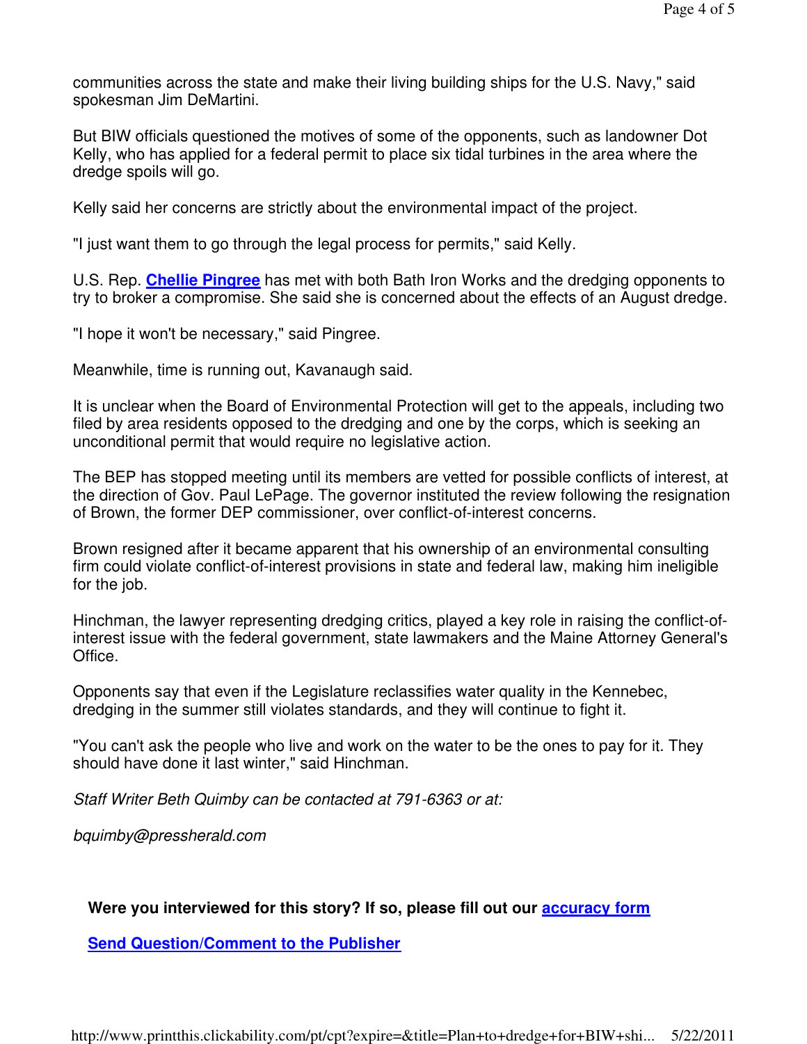communities across the state and make their living building ships for the U.S. Navy," said spokesman Jim DeMartini.

But BIW officials questioned the motives of some of the opponents, such as landowner Dot Kelly, who has applied for a federal permit to place six tidal turbines in the area where the dredge spoils will go.

Kelly said her concerns are strictly about the environmental impact of the project.

"I just want them to go through the legal process for permits," said Kelly.

U.S. Rep. **Chellie Pingree** has met with both Bath Iron Works and the dredging opponents to try to broker a compromise. She said she is concerned about the effects of an August dredge.

"I hope it won't be necessary," said Pingree.

Meanwhile, time is running out, Kavanaugh said.

It is unclear when the Board of Environmental Protection will get to the appeals, including two filed by area residents opposed to the dredging and one by the corps, which is seeking an unconditional permit that would require no legislative action.

The BEP has stopped meeting until its members are vetted for possible conflicts of interest, at the direction of Gov. Paul LePage. The governor instituted the review following the resignation of Brown, the former DEP commissioner, over conflict-of-interest concerns.

Brown resigned after it became apparent that his ownership of an environmental consulting firm could violate conflict-of-interest provisions in state and federal law, making him ineligible for the job.

Hinchman, the lawyer representing dredging critics, played a key role in raising the conflict-of-interest issue with the federal government, state lawmakers and the Maine Attorney General's Office.

Opponents say that even if the Legislature reclassifies water quality in the Kennebec, dredging in the summer still violates standards, and they will continue to fight it.

"You can't ask the people who live and work on the water to be the ones to pay for it. They should have done it last winter," said Hinchman.

*Staff Writer Beth Quimby can be contacted at 791-6363 or at:*

*bquimby@pressherald.com*

**Were you interviewed for this story? If so, please fill out our accuracy form**

**Send Question/Comment to the Publisher**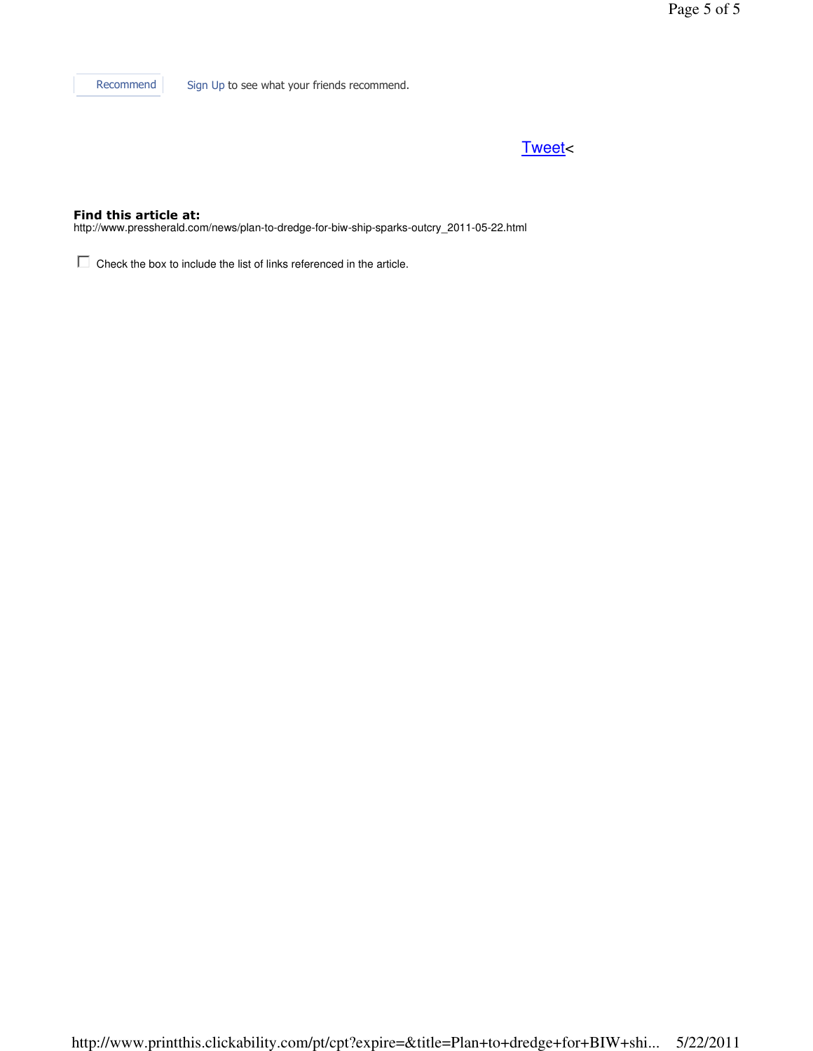Recommend Sign Up to see what your friends recommend.

Tweet<

**Find this article at:**
http://www.pressherald.com/news/plan-to-dredge-for-biw-ship-sparks-outcry_2011-05-22.html

☐ Check the box to include the list of links referenced in the article.